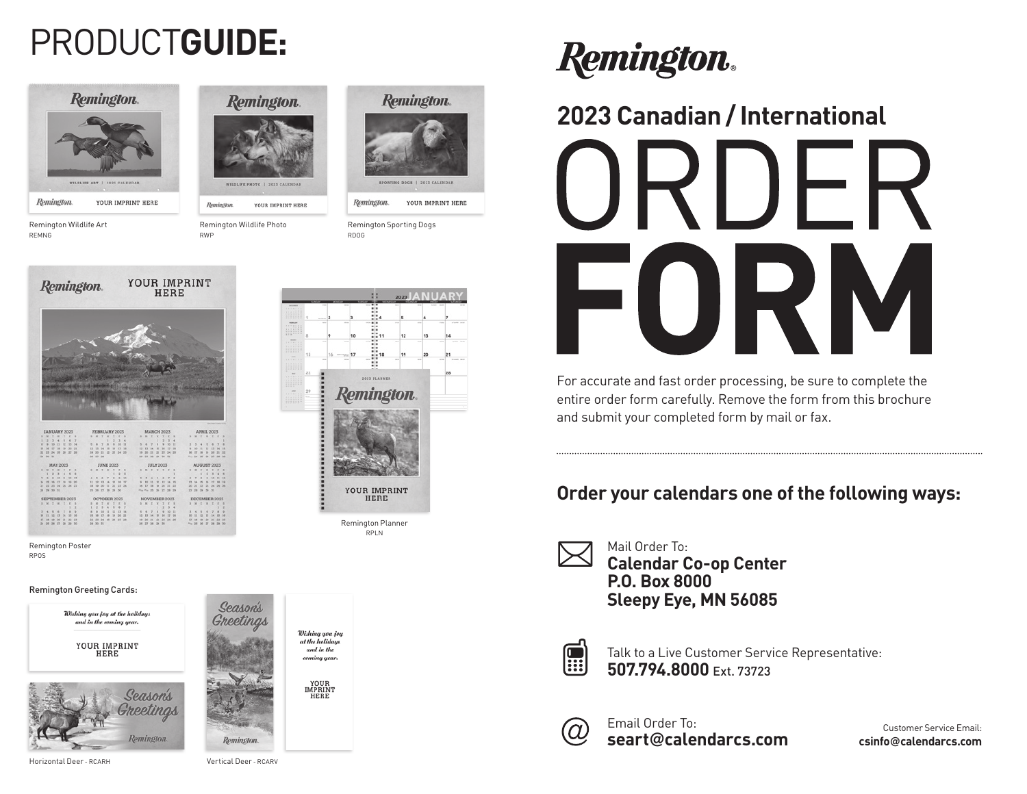# PRODUCT**GUIDE:**

Remington Wildlife Art
REMNG

Remington Wildlife Photo
RWP

Remington Sporting Dogs
RDOG

Remington Poster
RPOS

Remington Planner
RPLN

Remington Greeting Cards:

Horizontal Deer - RCARH

Vertical Deer - RCARV

# Remington

## 2023 Canadian / International

# ORDER **FORM**

For accurate and fast order processing, be sure to complete the entire order form carefully. Remove the form from this brochure and submit your completed form by mail or fax.

## Order your calendars one of the following ways:

Mail Order To:
**Calendar Co-op Center**
**P.O. Box 8000**
**Sleepy Eye, MN 56085**

Talk to a Live Customer Service Representative:
**507.794.8000** Ext. 73723

Email Order To:
**seart@calendarcs.com**

Customer Service Email:
**csinfo@calendarcs.com**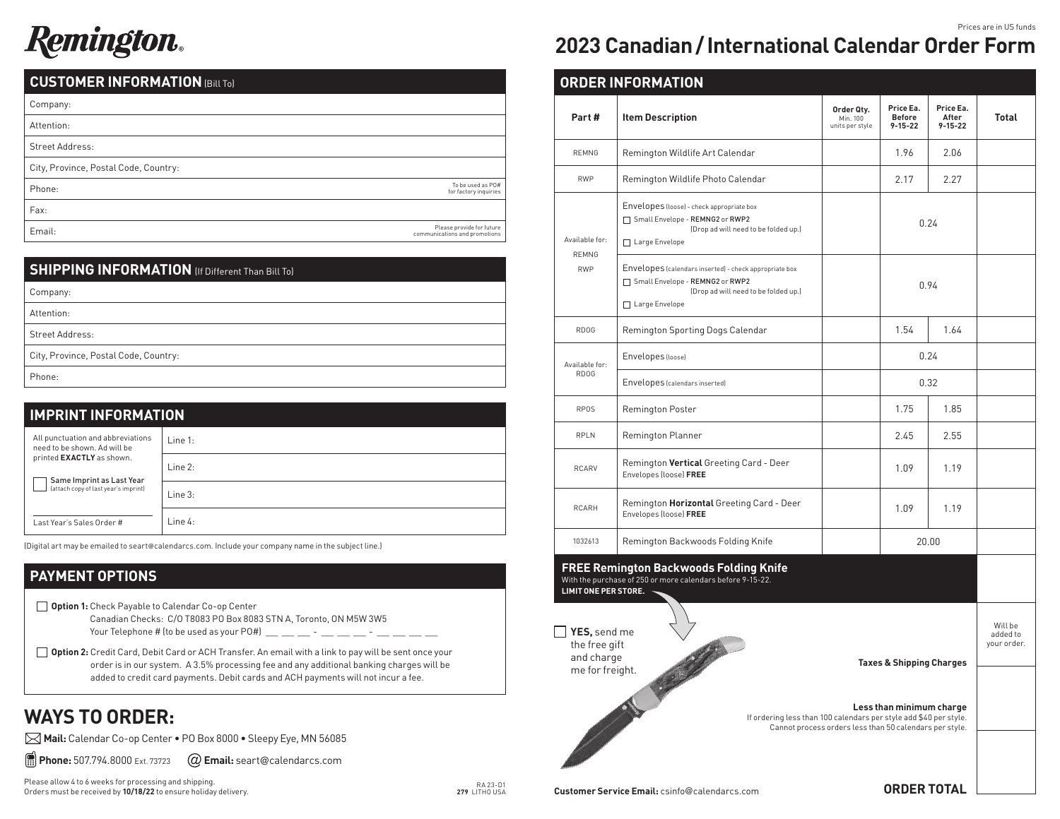# Remington

Prices are in US funds

# 2023 Canadian / International Calendar Order Form

## CUSTOMER INFORMATION (Bill To)

Company:

Attention:

Street Address:

City, Province, Postal Code, Country:

Phone: To be used as PO# for factory inquiries

Fax:

Email: Please provide for future communications and promotions

## SHIPPING INFORMATION (If Different Than Bill To)

Company:

Attention:

Street Address:

City, Province, Postal Code, Country:

Phone:

## IMPRINT INFORMATION

| | |
|---|---|
| All punctuation and abbreviations need to be shown. Ad will be printed **EXACTLY** as shown. | Line 1: |
| | Line 2: |
| ☐ Same Imprint as Last Year (attach copy of last year's imprint) | Line 3: |
| Last Year's Sales Order # | Line 4: |

(Digital art may be emailed to seart@calendarcs.com. Include your company name in the subject line.)

## PAYMENT OPTIONS

☐ **Option 1:** Check Payable to Calendar Co-op Center
Canadian Checks: C/O T8083 PO Box 8083 STN A, Toronto, ON M5W 3W5
Your Telephone # (to be used as your PO#) ___ ___ ___ - ___ ___ ___ - ___ ___ ___ ___

☐ **Option 2:** Credit Card, Debit Card or ACH Transfer. An email with a link to pay will be sent once your order is in our system. A 3.5% processing fee and any additional banking charges will be added to credit card payments. Debit cards and ACH payments will not incur a fee.

## WAYS TO ORDER:

**Mail:** Calendar Co-op Center • PO Box 8000 • Sleepy Eye, MN 56085

**Phone:** 507.794.8000 Ext. 73723 **Email:** seart@calendarcs.com

Please allow 4 to 6 weeks for processing and shipping.
Orders must be received by **10/18/22** to ensure holiday delivery.

RA 23-D1
**279** LITHO USA

## ORDER INFORMATION

| Part # | Item Description | Order Qty. Min. 100 units per style | Price Ea. Before 9-15-22 | Price Ea. After 9-15-22 | Total |
|---|---|---|---|---|---|
| REMNG | Remington Wildlife Art Calendar | | 1.96 | 2.06 | |
| RWP | Remington Wildlife Photo Calendar | | 2.17 | 2.27 | |
| Available for: REMNG RWP | Envelopes (loose) - check appropriate box<br>☐ Small Envelope - **REMNG2** or **RWP2** (Drop ad will need to be folded up.)<br>☐ Large Envelope | | 0.24 | | |
| | Envelopes (calendars inserted) - check appropriate box<br>☐ Small Envelope - **REMNG2** or **RWP2** (Drop ad will need to be folded up.)<br>☐ Large Envelope | | 0.94 | | |
| RDOG | Remington Sporting Dogs Calendar | | 1.54 | 1.64 | |
| Available for: RDOG | Envelopes (loose) | | 0.24 | | |
| | Envelopes (calendars inserted) | | 0.32 | | |
| RPOS | Remington Poster | | 1.75 | 1.85 | |
| RPLN | Remington Planner | | 2.45 | 2.55 | |
| RCARV | Remington **Vertical** Greeting Card - Deer<br>Envelopes (loose) **FREE** | | 1.09 | 1.19 | |
| RCARH | Remington **Horizontal** Greeting Card - Deer<br>Envelopes (loose) **FREE** | | 1.09 | 1.19 | |
| 1032613 | Remington Backwoods Folding Knife | | 20.00 | | |

### FREE Remington Backwoods Folding Knife

With the purchase of 250 or more calendars before 9-15-22.
**LIMIT ONE PER STORE.**

☐ **YES,** send me the free gift and charge me for freight.

**Taxes & Shipping Charges** — Will be added to your order.

**Less than minimum charge**
If ordering less than 100 calendars per style add $40 per style.
Cannot process orders less than 50 calendars per style.

**ORDER TOTAL**

**Customer Service Email:** csinfo@calendarcs.com